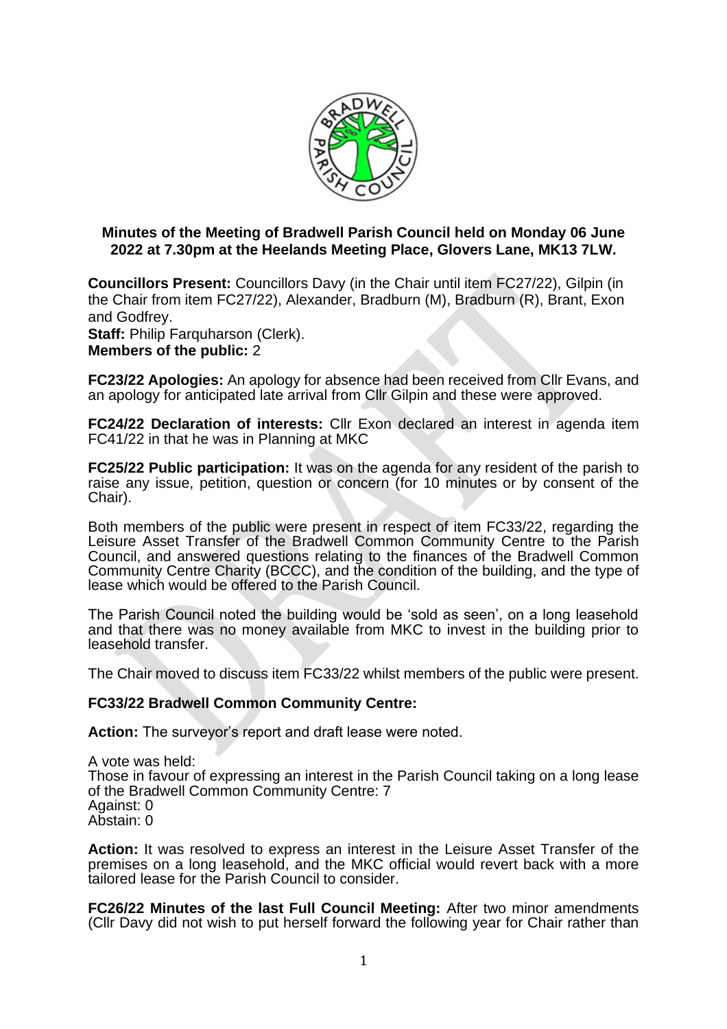**Minutes of the Meeting of Bradwell Parish Council held on Monday 06 June 2022 at 7.30pm at the Heelands Meeting Place, Glovers Lane, MK13 7LW.**

**Councillors Present:** Councillors Davy (in the Chair until item FC27/22), Gilpin (in the Chair from item FC27/22), Alexander, Bradburn (M), Bradburn (R), Brant, Exon and Godfrey.
**Staff:** Philip Farquharson (Clerk).
**Members of the public:** 2

**FC23/22 Apologies:** An apology for absence had been received from Cllr Evans, and an apology for anticipated late arrival from Cllr Gilpin and these were approved.

**FC24/22 Declaration of interests:** Cllr Exon declared an interest in agenda item FC41/22 in that he was in Planning at MKC

**FC25/22 Public participation:** It was on the agenda for any resident of the parish to raise any issue, petition, question or concern (for 10 minutes or by consent of the Chair).

Both members of the public were present in respect of item FC33/22, regarding the Leisure Asset Transfer of the Bradwell Common Community Centre to the Parish Council, and answered questions relating to the finances of the Bradwell Common Community Centre Charity (BCCC), and the condition of the building, and the type of lease which would be offered to the Parish Council.

The Parish Council noted the building would be 'sold as seen', on a long leasehold and that there was no money available from MKC to invest in the building prior to leasehold transfer.

The Chair moved to discuss item FC33/22 whilst members of the public were present.

**FC33/22 Bradwell Common Community Centre:**

**Action:** The surveyor's report and draft lease were noted.

A vote was held:
Those in favour of expressing an interest in the Parish Council taking on a long lease of the Bradwell Common Community Centre: 7
Against: 0
Abstain: 0

**Action:** It was resolved to express an interest in the Leisure Asset Transfer of the premises on a long leasehold, and the MKC official would revert back with a more tailored lease for the Parish Council to consider.

**FC26/22 Minutes of the last Full Council Meeting:** After two minor amendments (Cllr Davy did not wish to put herself forward the following year for Chair rather than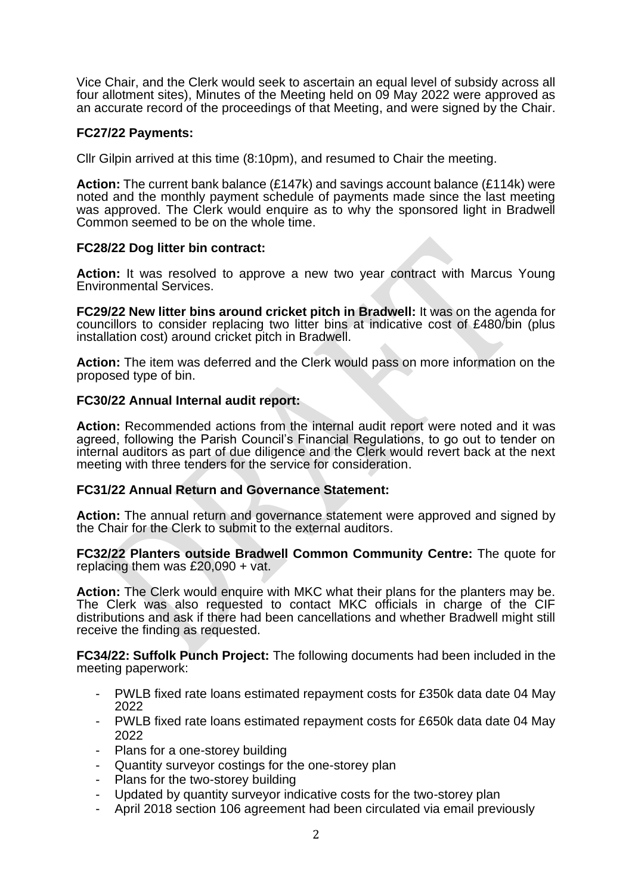Vice Chair, and the Clerk would seek to ascertain an equal level of subsidy across all four allotment sites), Minutes of the Meeting held on 09 May 2022 were approved as an accurate record of the proceedings of that Meeting, and were signed by the Chair.

**FC27/22 Payments:**

Cllr Gilpin arrived at this time (8:10pm), and resumed to Chair the meeting.

**Action:** The current bank balance (£147k) and savings account balance (£114k) were noted and the monthly payment schedule of payments made since the last meeting was approved. The Clerk would enquire as to why the sponsored light in Bradwell Common seemed to be on the whole time.

**FC28/22 Dog litter bin contract:**

**Action:** It was resolved to approve a new two year contract with Marcus Young Environmental Services.

**FC29/22 New litter bins around cricket pitch in Bradwell:** It was on the agenda for councillors to consider replacing two litter bins at indicative cost of £480/bin (plus installation cost) around cricket pitch in Bradwell.

**Action:** The item was deferred and the Clerk would pass on more information on the proposed type of bin.

**FC30/22 Annual Internal audit report:**

**Action:** Recommended actions from the internal audit report were noted and it was agreed, following the Parish Council's Financial Regulations, to go out to tender on internal auditors as part of due diligence and the Clerk would revert back at the next meeting with three tenders for the service for consideration.

**FC31/22 Annual Return and Governance Statement:**

**Action:** The annual return and governance statement were approved and signed by the Chair for the Clerk to submit to the external auditors.

**FC32/22 Planters outside Bradwell Common Community Centre:** The quote for replacing them was £20,090 + vat.

**Action:** The Clerk would enquire with MKC what their plans for the planters may be. The Clerk was also requested to contact MKC officials in charge of the CIF distributions and ask if there had been cancellations and whether Bradwell might still receive the finding as requested.

**FC34/22: Suffolk Punch Project:** The following documents had been included in the meeting paperwork:

- PWLB fixed rate loans estimated repayment costs for £350k data date 04 May 2022
- PWLB fixed rate loans estimated repayment costs for £650k data date 04 May 2022
- Plans for a one-storey building
- Quantity surveyor costings for the one-storey plan
- Plans for the two-storey building
- Updated by quantity surveyor indicative costs for the two-storey plan
- April 2018 section 106 agreement had been circulated via email previously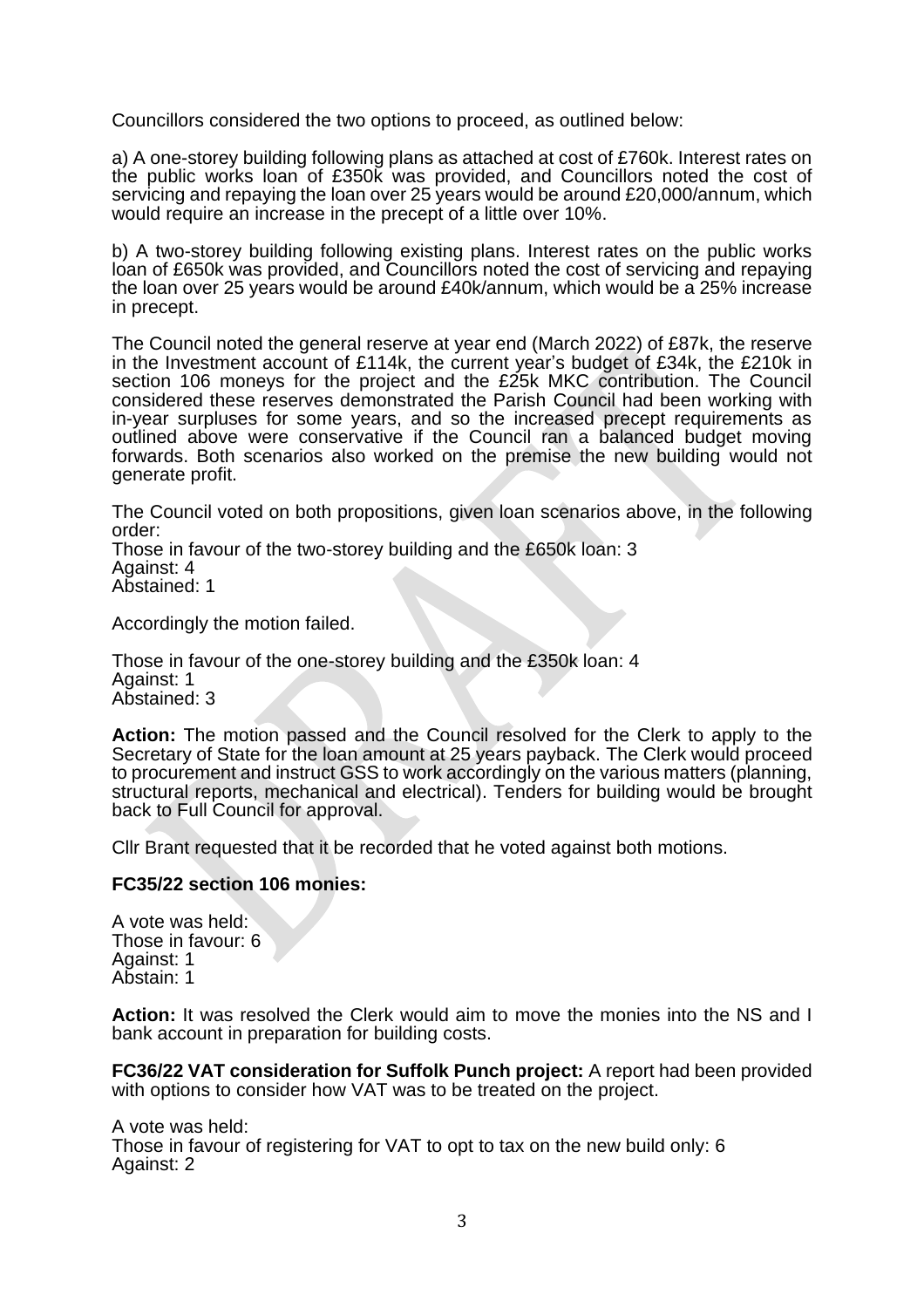Councillors considered the two options to proceed, as outlined below:

a) A one-storey building following plans as attached at cost of £760k. Interest rates on the public works loan of £350k was provided, and Councillors noted the cost of servicing and repaying the loan over 25 years would be around £20,000/annum, which would require an increase in the precept of a little over 10%.

b) A two-storey building following existing plans. Interest rates on the public works loan of £650k was provided, and Councillors noted the cost of servicing and repaying the loan over 25 years would be around £40k/annum, which would be a 25% increase in precept.

The Council noted the general reserve at year end (March 2022) of £87k, the reserve in the Investment account of £114k, the current year's budget of £34k, the £210k in section 106 moneys for the project and the £25k MKC contribution. The Council considered these reserves demonstrated the Parish Council had been working with in-year surpluses for some years, and so the increased precept requirements as outlined above were conservative if the Council ran a balanced budget moving forwards. Both scenarios also worked on the premise the new building would not generate profit.

The Council voted on both propositions, given loan scenarios above, in the following order:
Those in favour of the two-storey building and the £650k loan: 3
Against: 4
Abstained: 1

Accordingly the motion failed.

Those in favour of the one-storey building and the £350k loan: 4
Against: 1
Abstained: 3

**Action:** The motion passed and the Council resolved for the Clerk to apply to the Secretary of State for the loan amount at 25 years payback. The Clerk would proceed to procurement and instruct GSS to work accordingly on the various matters (planning, structural reports, mechanical and electrical). Tenders for building would be brought back to Full Council for approval.

Cllr Brant requested that it be recorded that he voted against both motions.

**FC35/22 section 106 monies:**

A vote was held:
Those in favour: 6
Against: 1
Abstain: 1

**Action:** It was resolved the Clerk would aim to move the monies into the NS and I bank account in preparation for building costs.

**FC36/22 VAT consideration for Suffolk Punch project:** A report had been provided with options to consider how VAT was to be treated on the project.

A vote was held:
Those in favour of registering for VAT to opt to tax on the new build only: 6
Against: 2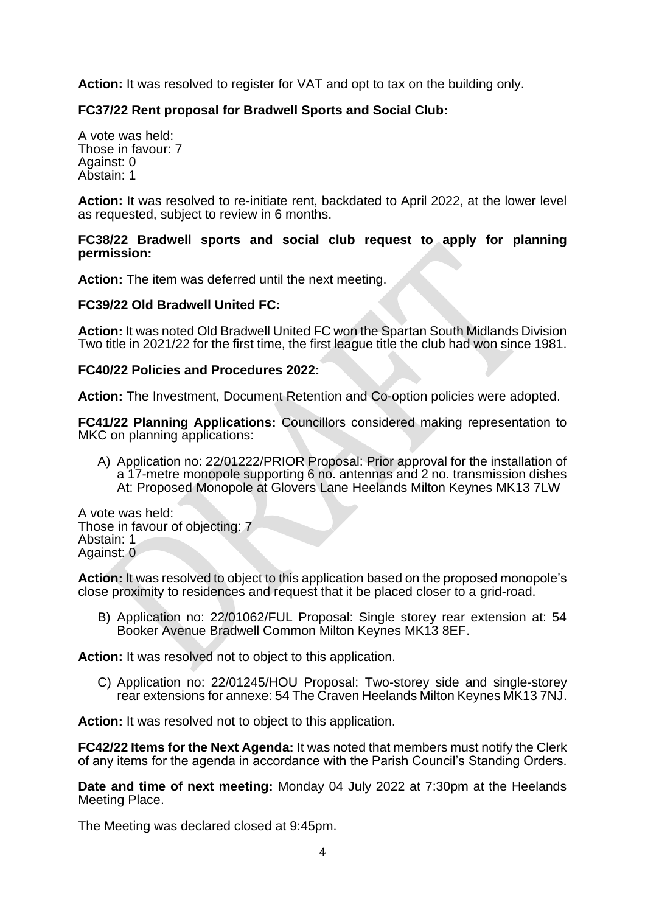**Action:** It was resolved to register for VAT and opt to tax on the building only.

**FC37/22 Rent proposal for Bradwell Sports and Social Club:**

A vote was held:
Those in favour: 7
Against: 0
Abstain: 1

**Action:** It was resolved to re-initiate rent, backdated to April 2022, at the lower level as requested, subject to review in 6 months.

**FC38/22 Bradwell sports and social club request to apply for planning permission:**

**Action:** The item was deferred until the next meeting.

**FC39/22 Old Bradwell United FC:**

**Action:** It was noted Old Bradwell United FC won the Spartan South Midlands Division Two title in 2021/22 for the first time, the first league title the club had won since 1981.

**FC40/22 Policies and Procedures 2022:**

**Action:** The Investment, Document Retention and Co-option policies were adopted.

**FC41/22 Planning Applications:** Councillors considered making representation to MKC on planning applications:

A) Application no: 22/01222/PRIOR Proposal: Prior approval for the installation of a 17-metre monopole supporting 6 no. antennas and 2 no. transmission dishes At: Proposed Monopole at Glovers Lane Heelands Milton Keynes MK13 7LW

A vote was held:
Those in favour of objecting: 7
Abstain: 1
Against: 0

**Action:** It was resolved to object to this application based on the proposed monopole's close proximity to residences and request that it be placed closer to a grid-road.

B) Application no: 22/01062/FUL Proposal: Single storey rear extension at: 54 Booker Avenue Bradwell Common Milton Keynes MK13 8EF.

**Action:** It was resolved not to object to this application.

C) Application no: 22/01245/HOU Proposal: Two-storey side and single-storey rear extensions for annexe: 54 The Craven Heelands Milton Keynes MK13 7NJ.

**Action:** It was resolved not to object to this application.

**FC42/22 Items for the Next Agenda:** It was noted that members must notify the Clerk of any items for the agenda in accordance with the Parish Council's Standing Orders.

**Date and time of next meeting:** Monday 04 July 2022 at 7:30pm at the Heelands Meeting Place.

The Meeting was declared closed at 9:45pm.